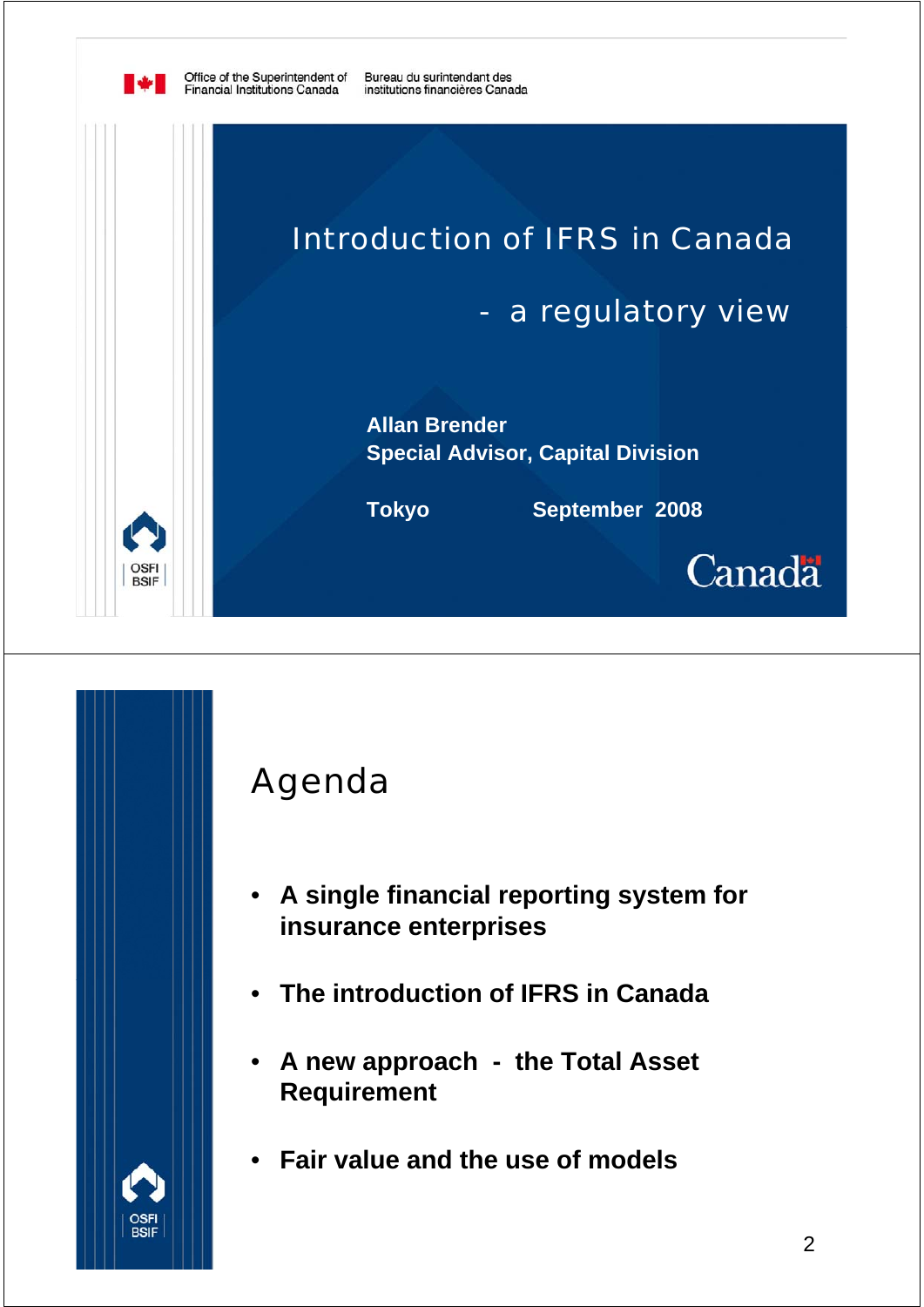Office of the Superintendent of Financial Institutions Canada | Bureau du surintendant des institutions financières Canada

# Introduction of IFRS in Canada

## - a regulatory view

**Allan Brender**
**Special Advisor, Capital Division**

**Tokyo** **September 2008**

Canada

OSFI BSIF

---

# Agenda

- **A single financial reporting system for insurance enterprises**
- **The introduction of IFRS in Canada**
- **A new approach - the Total Asset Requirement**
- **Fair value and the use of models**

OSFI BSIF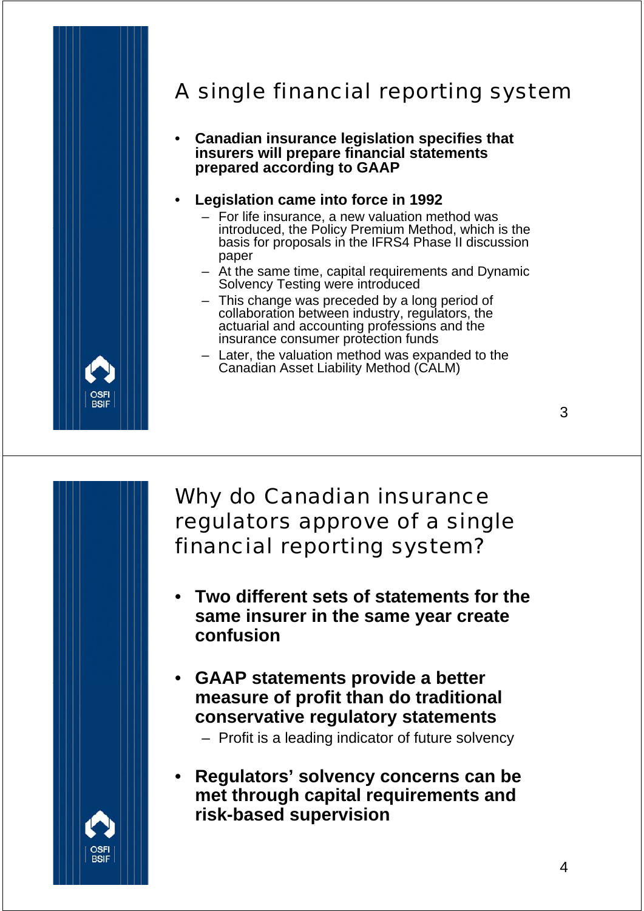## A single financial reporting system

- **Canadian insurance legislation specifies that insurers will prepare financial statements prepared according to GAAP**
- **Legislation came into force in 1992**
  - For life insurance, a new valuation method was introduced, the Policy Premium Method, which is the basis for proposals in the IFRS4 Phase II discussion paper
  - At the same time, capital requirements and Dynamic Solvency Testing were introduced
  - This change was preceded by a long period of collaboration between industry, regulators, the actuarial and accounting professions and the insurance consumer protection funds
  - Later, the valuation method was expanded to the Canadian Asset Liability Method (CALM)

## Why do Canadian insurance regulators approve of a single financial reporting system?

- **Two different sets of statements for the same insurer in the same year create confusion**
- **GAAP statements provide a better measure of profit than do traditional conservative regulatory statements**
  - Profit is a leading indicator of future solvency
- **Regulators' solvency concerns can be met through capital requirements and risk-based supervision**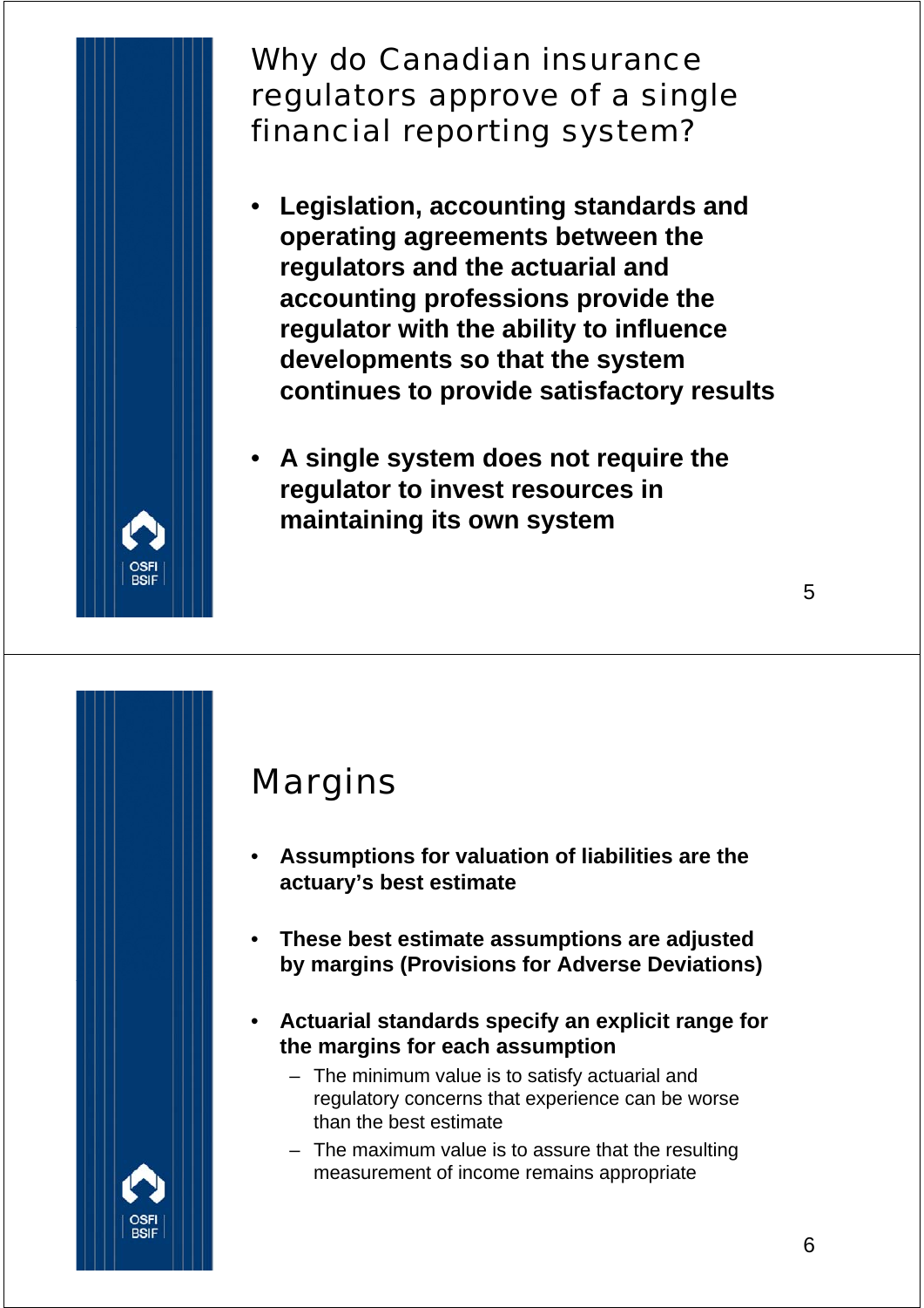## Why do Canadian insurance regulators approve of a single financial reporting system?

- **Legislation, accounting standards and operating agreements between the regulators and the actuarial and accounting professions provide the regulator with the ability to influence developments so that the system continues to provide satisfactory results**
- **A single system does not require the regulator to invest resources in maintaining its own system**

## Margins

- **Assumptions for valuation of liabilities are the actuary's best estimate**
- **These best estimate assumptions are adjusted by margins (Provisions for Adverse Deviations)**
- **Actuarial standards specify an explicit range for the margins for each assumption**
  - The minimum value is to satisfy actuarial and regulatory concerns that experience can be worse than the best estimate
  - The maximum value is to assure that the resulting measurement of income remains appropriate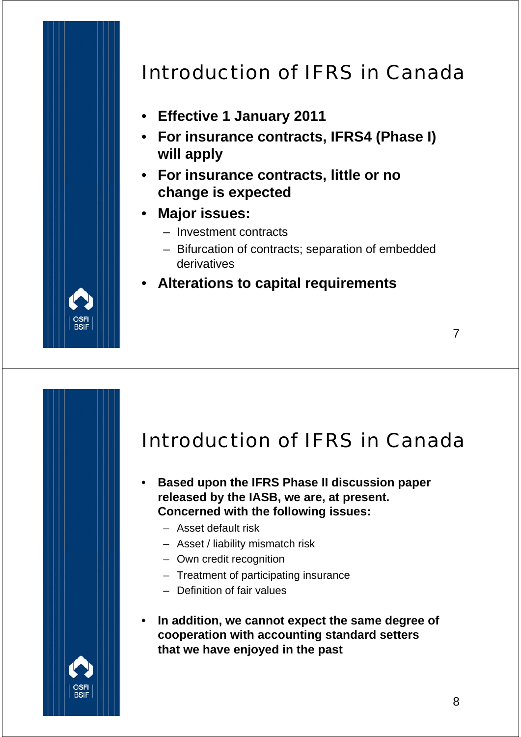# Introduction of IFRS in Canada

- **Effective 1 January 2011**
- **For insurance contracts, IFRS4 (Phase I) will apply**
- **For insurance contracts, little or no change is expected**
- **Major issues:**
  - Investment contracts
  - Bifurcation of contracts; separation of embedded derivatives
- **Alterations to capital requirements**

# Introduction of IFRS in Canada

- **Based upon the IFRS Phase II discussion paper released by the IASB, we are, at present. Concerned with the following issues:**
  - Asset default risk
  - Asset / liability mismatch risk
  - Own credit recognition
  - Treatment of participating insurance
  - Definition of fair values
- **In addition, we cannot expect the same degree of cooperation with accounting standard setters that we have enjoyed in the past**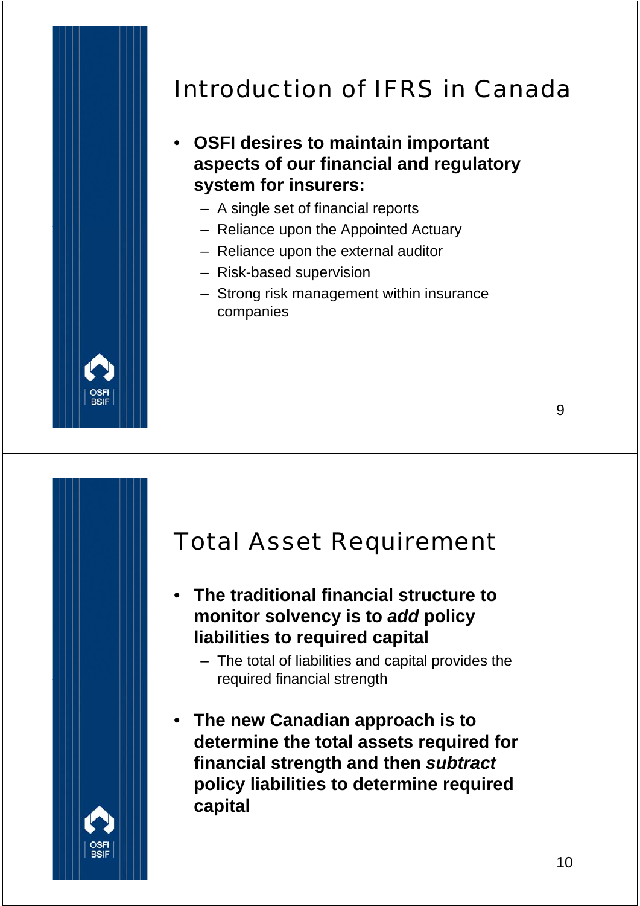## Introduction of IFRS in Canada

- **OSFI desires to maintain important aspects of our financial and regulatory system for insurers:**
  - A single set of financial reports
  - Reliance upon the Appointed Actuary
  - Reliance upon the external auditor
  - Risk-based supervision
  - Strong risk management within insurance companies

## Total Asset Requirement

- **The traditional financial structure to monitor solvency is to *add* policy liabilities to required capital**
  - The total of liabilities and capital provides the required financial strength

- **The new Canadian approach is to determine the total assets required for financial strength and then *subtract* policy liabilities to determine required capital**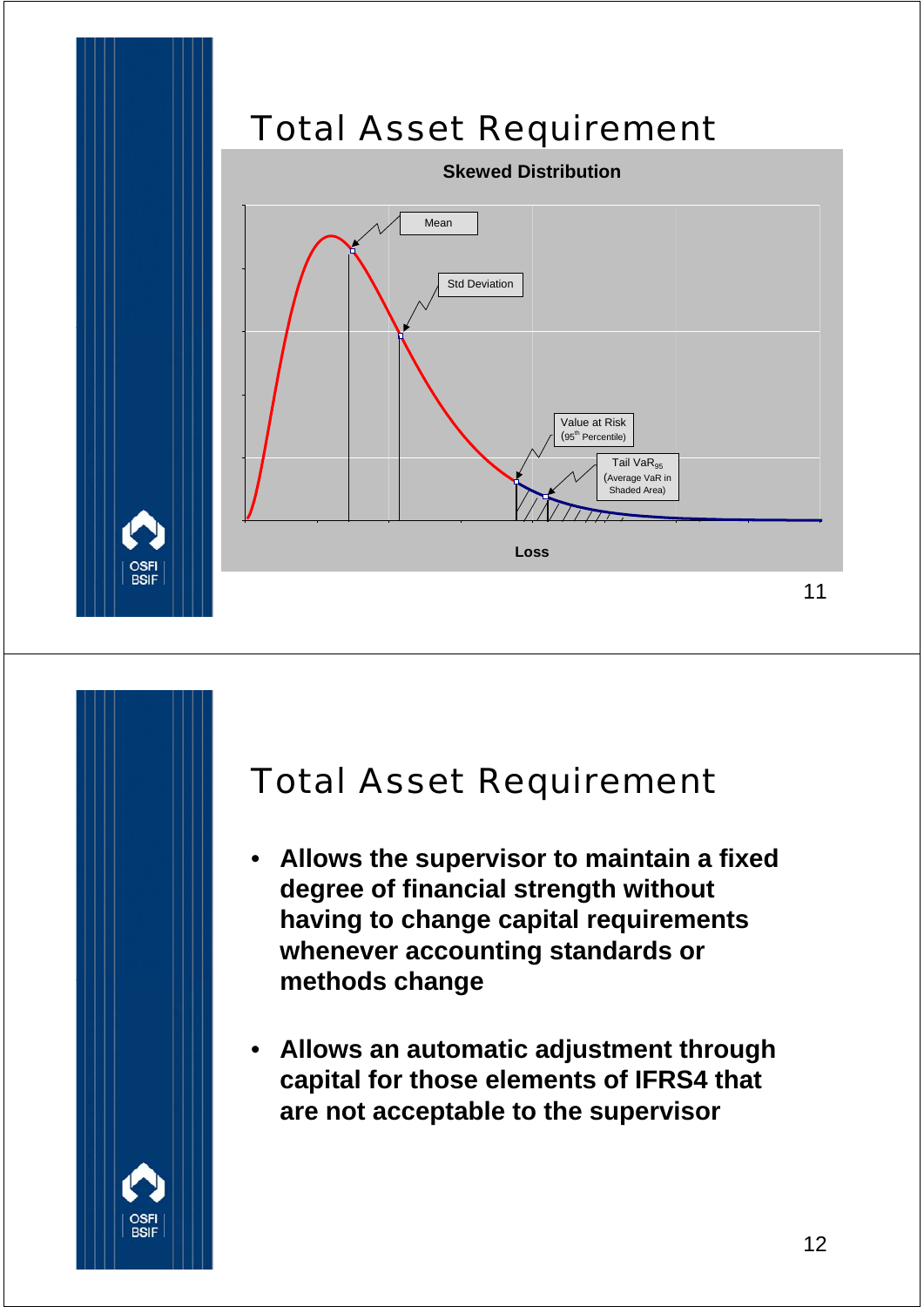# Total Asset Requirement

**Skewed Distribution**

Mean

Std Deviation

Value at Risk ($95^{th}$ Percentile)

Tail $VaR_{95}$ (Average VaR in Shaded Area)

Loss

# Total Asset Requirement

- **Allows the supervisor to maintain a fixed degree of financial strength without having to change capital requirements whenever accounting standards or methods change**
- **Allows an automatic adjustment through capital for those elements of IFRS4 that are not acceptable to the supervisor**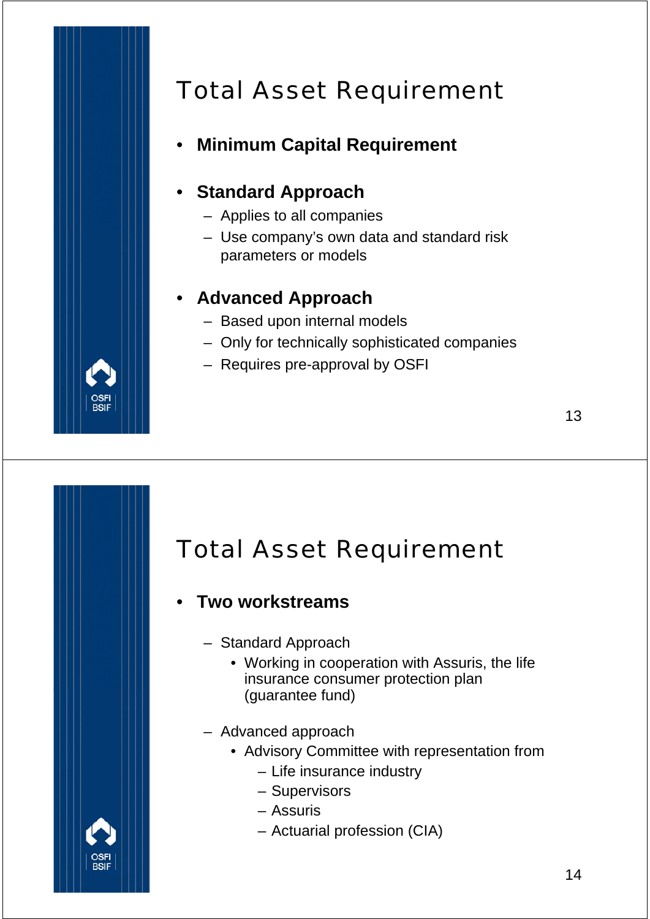# Total Asset Requirement

- **Minimum Capital Requirement**

- **Standard Approach**
  - Applies to all companies
  - Use company's own data and standard risk parameters or models

- **Advanced Approach**
  - Based upon internal models
  - Only for technically sophisticated companies
  - Requires pre-approval by OSFI

# Total Asset Requirement

- **Two workstreams**
  - Standard Approach
    - Working in cooperation with Assuris, the life insurance consumer protection plan (guarantee fund)
  - Advanced approach
    - Advisory Committee with representation from
      - Life insurance industry
      - Supervisors
      - Assuris
      - Actuarial profession (CIA)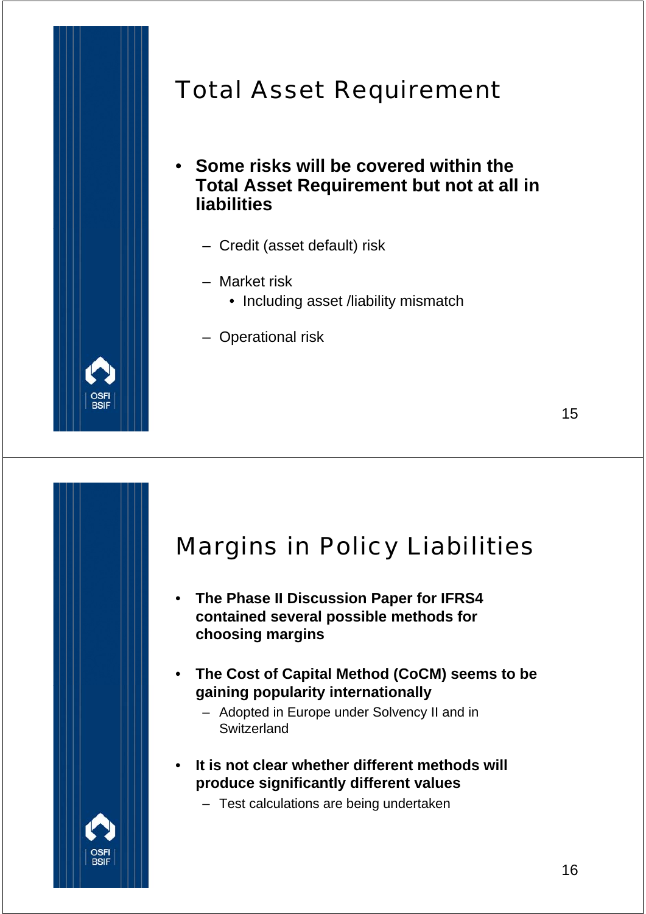# Total Asset Requirement

- **Some risks will be covered within the Total Asset Requirement but not at all in liabilities**
  - Credit (asset default) risk
  - Market risk
    - Including asset /liability mismatch
  - Operational risk

# Margins in Policy Liabilities

- **The Phase II Discussion Paper for IFRS4 contained several possible methods for choosing margins**
- **The Cost of Capital Method (CoCM) seems to be gaining popularity internationally**
  - Adopted in Europe under Solvency II and in Switzerland
- **It is not clear whether different methods will produce significantly different values**
  - Test calculations are being undertaken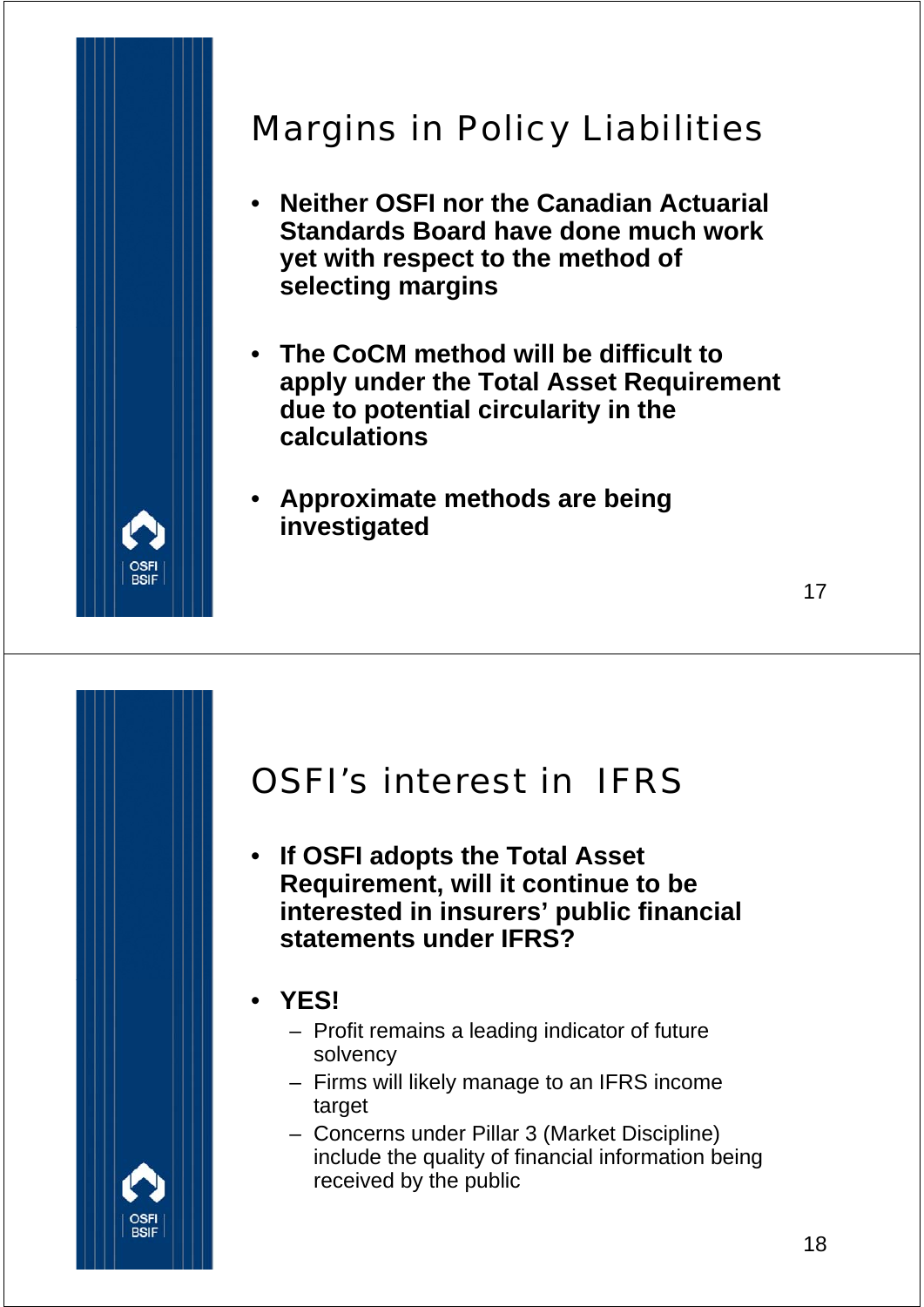## Margins in Policy Liabilities

- **Neither OSFI nor the Canadian Actuarial Standards Board have done much work yet with respect to the method of selecting margins**
- **The CoCM method will be difficult to apply under the Total Asset Requirement due to potential circularity in the calculations**
- **Approximate methods are being investigated**

## OSFI's interest in IFRS

- **If OSFI adopts the Total Asset Requirement, will it continue to be interested in insurers' public financial statements under IFRS?**
- **YES!**
  - Profit remains a leading indicator of future solvency
  - Firms will likely manage to an IFRS income target
  - Concerns under Pillar 3 (Market Discipline) include the quality of financial information being received by the public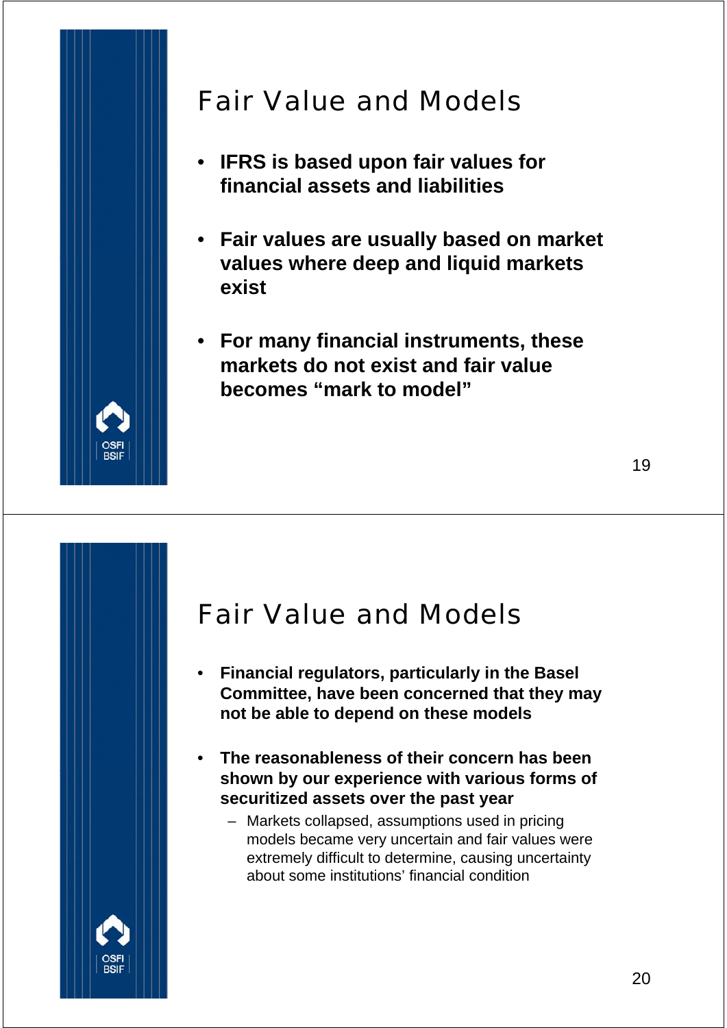## Fair Value and Models

- **IFRS is based upon fair values for financial assets and liabilities**
- **Fair values are usually based on market values where deep and liquid markets exist**
- **For many financial instruments, these markets do not exist and fair value becomes "mark to model"**

## Fair Value and Models

- **Financial regulators, particularly in the Basel Committee, have been concerned that they may not be able to depend on these models**
- **The reasonableness of their concern has been shown by our experience with various forms of securitized assets over the past year**
  - Markets collapsed, assumptions used in pricing models became very uncertain and fair values were extremely difficult to determine, causing uncertainty about some institutions' financial condition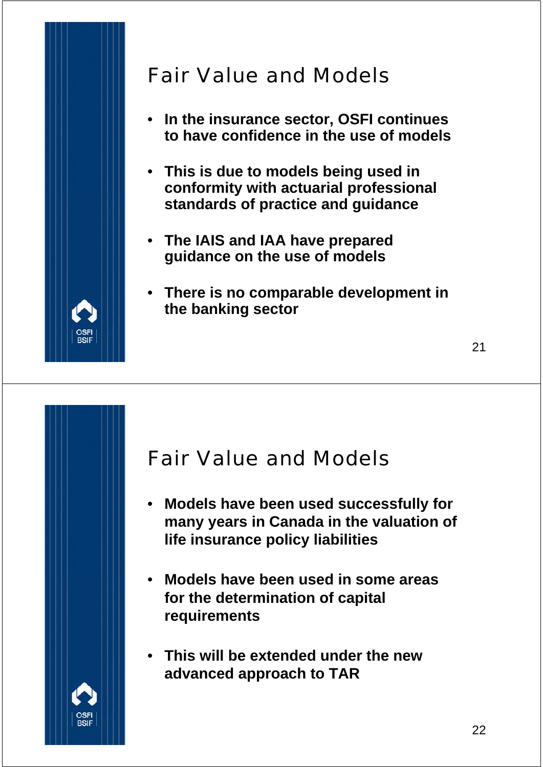## Fair Value and Models

- **In the insurance sector, OSFI continues to have confidence in the use of models**
- **This is due to models being used in conformity with actuarial professional standards of practice and guidance**
- **The IAIS and IAA have prepared guidance on the use of models**
- **There is no comparable development in the banking sector**

## Fair Value and Models

- **Models have been used successfully for many years in Canada in the valuation of life insurance policy liabilities**
- **Models have been used in some areas for the determination of capital requirements**
- **This will be extended under the new advanced approach to TAR**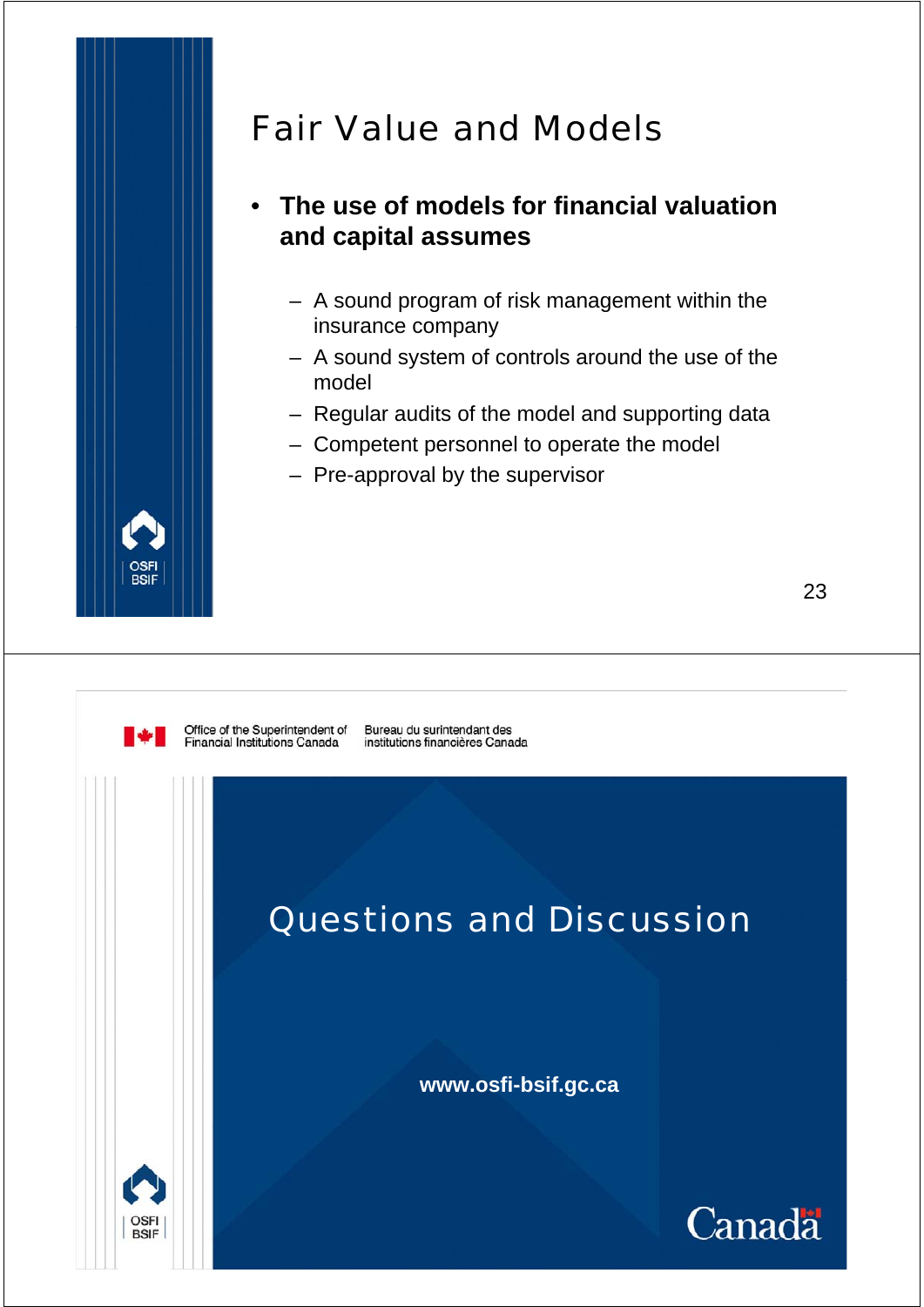# Fair Value and Models

- **The use of models for financial valuation and capital assumes**
  - A sound program of risk management within the insurance company
  - A sound system of controls around the use of the model
  - Regular audits of the model and supporting data
  - Competent personnel to operate the model
  - Pre-approval by the supervisor

Office of the Superintendent of Financial Institutions Canada | Bureau du surintendant des institutions financières Canada

# Questions and Discussion

**www.osfi-bsif.gc.ca**